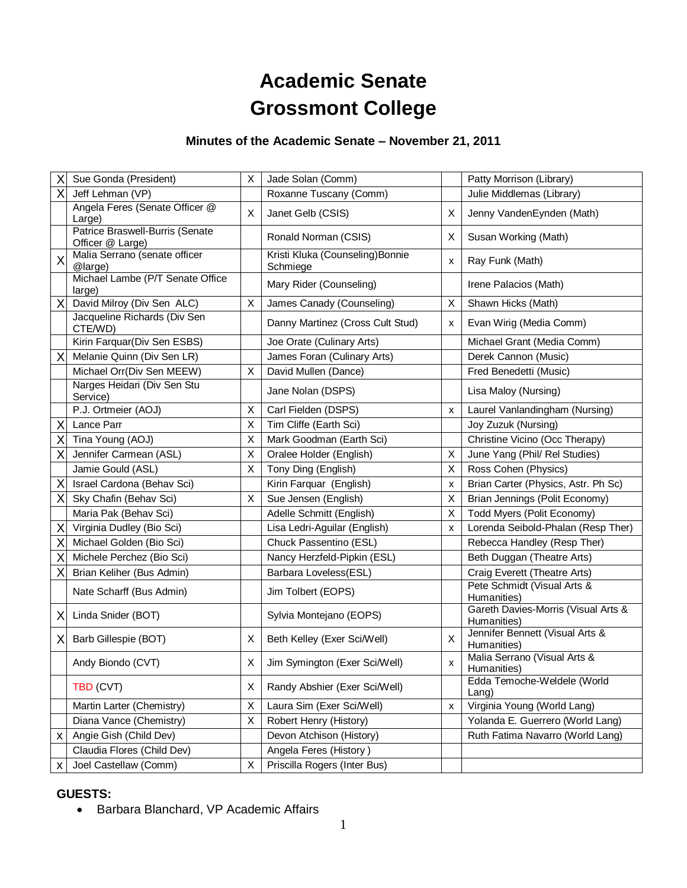# Academic Senate
# Grossmont College

### Minutes of the Academic Senate – November 21, 2011

| | | | | | |
|---|---|---|---|---|---|
| X | Sue Gonda (President) | X | Jade Solan (Comm) | | Patty Morrison (Library) |
| X | Jeff Lehman (VP) | | Roxanne Tuscany (Comm) | | Julie Middlemas (Library) |
| | Angela Feres (Senate Officer @ Large) | X | Janet Gelb (CSIS) | X | Jenny VandenEynden (Math) |
| | Patrice Braswell-Burris (Senate Officer @ Large) | | Ronald Norman (CSIS) | X | Susan Working (Math) |
| X | Malia Serrano (senate officer @large) | | Kristi Kluka (Counseling)Bonnie Schmiege | x | Ray Funk (Math) |
| | Michael Lambe (P/T Senate Office large) | | Mary Rider (Counseling) | | Irene Palacios (Math) |
| X | David Milroy (Div Sen ALC) | X | James Canady (Counseling) | X | Shawn Hicks (Math) |
| | Jacqueline Richards (Div Sen CTE/WD) | | Danny Martinez (Cross Cult Stud) | x | Evan Wirig (Media Comm) |
| | Kirin Farquar(Div Sen ESBS) | | Joe Orate (Culinary Arts) | | Michael Grant (Media Comm) |
| X | Melanie Quinn (Div Sen LR) | | James Foran (Culinary Arts) | | Derek Cannon (Music) |
| | Michael Orr(Div Sen MEEW) | X | David Mullen (Dance) | | Fred Benedetti (Music) |
| | Narges Heidari (Div Sen Stu Service) | | Jane Nolan (DSPS) | | Lisa Maloy (Nursing) |
| | P.J. Ortmeier (AOJ) | X | Carl Fielden (DSPS) | x | Laurel Vanlandingham (Nursing) |
| X | Lance Parr | X | Tim Cliffe (Earth Sci) | | Joy Zuzuk (Nursing) |
| X | Tina Young (AOJ) | X | Mark Goodman (Earth Sci) | | Christine Vicino (Occ Therapy) |
| X | Jennifer Carmean (ASL) | X | Oralee Holder (English) | X | June Yang (Phil/ Rel Studies) |
| | Jamie Gould (ASL) | X | Tony Ding (English) | X | Ross Cohen (Physics) |
| X | Israel Cardona (Behav Sci) | | Kirin Farquar (English) | x | Brian Carter (Physics, Astr. Ph Sc) |
| X | Sky Chafin (Behav Sci) | X | Sue Jensen (English) | X | Brian Jennings (Polit Economy) |
| | Maria Pak (Behav Sci) | | Adelle Schmitt (English) | X | Todd Myers (Polit Economy) |
| X | Virginia Dudley (Bio Sci) | | Lisa Ledri-Aguilar (English) | x | Lorenda Seibold-Phalan (Resp Ther) |
| X | Michael Golden (Bio Sci) | | Chuck Passentino (ESL) | | Rebecca Handley (Resp Ther) |
| X | Michele Perchez (Bio Sci) | | Nancy Herzfeld-Pipkin (ESL) | | Beth Duggan (Theatre Arts) |
| X | Brian Keliher (Bus Admin) | | Barbara Loveless(ESL) | | Craig Everett (Theatre Arts) |
| | Nate Scharff (Bus Admin) | | Jim Tolbert (EOPS) | | Pete Schmidt (Visual Arts & Humanities) |
| X | Linda Snider (BOT) | | Sylvia Montejano (EOPS) | | Gareth Davies-Morris (Visual Arts & Humanities) |
| X | Barb Gillespie (BOT) | X | Beth Kelley (Exer Sci/Well) | X | Jennifer Bennett (Visual Arts & Humanities) |
| | Andy Biondo (CVT) | X | Jim Symington (Exer Sci/Well) | x | Malia Serrano (Visual Arts & Humanities) |
| | TBD (CVT) | X | Randy Abshier (Exer Sci/Well) | | Edda Temoche-Weldele (World Lang) |
| | Martin Larter (Chemistry) | X | Laura Sim (Exer Sci/Well) | x | Virginia Young (World Lang) |
| | Diana Vance (Chemistry) | X | Robert Henry (History) | | Yolanda E. Guerrero (World Lang) |
| x | Angie Gish (Child Dev) | | Devon Atchison (History) | | Ruth Fatima Navarro (World Lang) |
| | Claudia Flores (Child Dev) | | Angela Feres (History ) | | |
| x | Joel Castellaw (Comm) | X | Priscilla Rogers (Inter Bus) | | |

**GUESTS:**

- Barbara Blanchard, VP Academic Affairs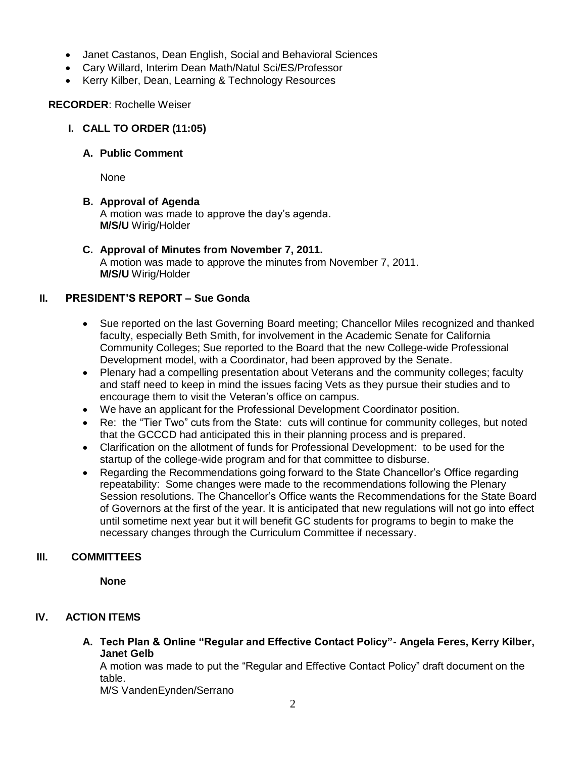- Janet Castanos, Dean English, Social and Behavioral Sciences
- Cary Willard, Interim Dean Math/Natul Sci/ES/Professor
- Kerry Kilber, Dean, Learning & Technology Resources

**RECORDER**: Rochelle Weiser

## I. CALL TO ORDER (11:05)

### A. Public Comment

None

### B. Approval of Agenda

A motion was made to approve the day's agenda.
**M/S/U** Wirig/Holder

### C. Approval of Minutes from November 7, 2011.

A motion was made to approve the minutes from November 7, 2011.
**M/S/U** Wirig/Holder

## II. PRESIDENT'S REPORT – Sue Gonda

- Sue reported on the last Governing Board meeting; Chancellor Miles recognized and thanked faculty, especially Beth Smith, for involvement in the Academic Senate for California Community Colleges; Sue reported to the Board that the new College-wide Professional Development model, with a Coordinator, had been approved by the Senate.
- Plenary had a compelling presentation about Veterans and the community colleges; faculty and staff need to keep in mind the issues facing Vets as they pursue their studies and to encourage them to visit the Veteran's office on campus.
- We have an applicant for the Professional Development Coordinator position.
- Re: the "Tier Two" cuts from the State: cuts will continue for community colleges, but noted that the GCCCD had anticipated this in their planning process and is prepared.
- Clarification on the allotment of funds for Professional Development: to be used for the startup of the college-wide program and for that committee to disburse.
- Regarding the Recommendations going forward to the State Chancellor's Office regarding repeatability: Some changes were made to the recommendations following the Plenary Session resolutions. The Chancellor's Office wants the Recommendations for the State Board of Governors at the first of the year. It is anticipated that new regulations will not go into effect until sometime next year but it will benefit GC students for programs to begin to make the necessary changes through the Curriculum Committee if necessary.

## III. COMMITTEES

**None**

## IV. ACTION ITEMS

### A. Tech Plan & Online "Regular and Effective Contact Policy"- Angela Feres, Kerry Kilber, Janet Gelb

A motion was made to put the "Regular and Effective Contact Policy" draft document on the table.
M/S VandenEynden/Serrano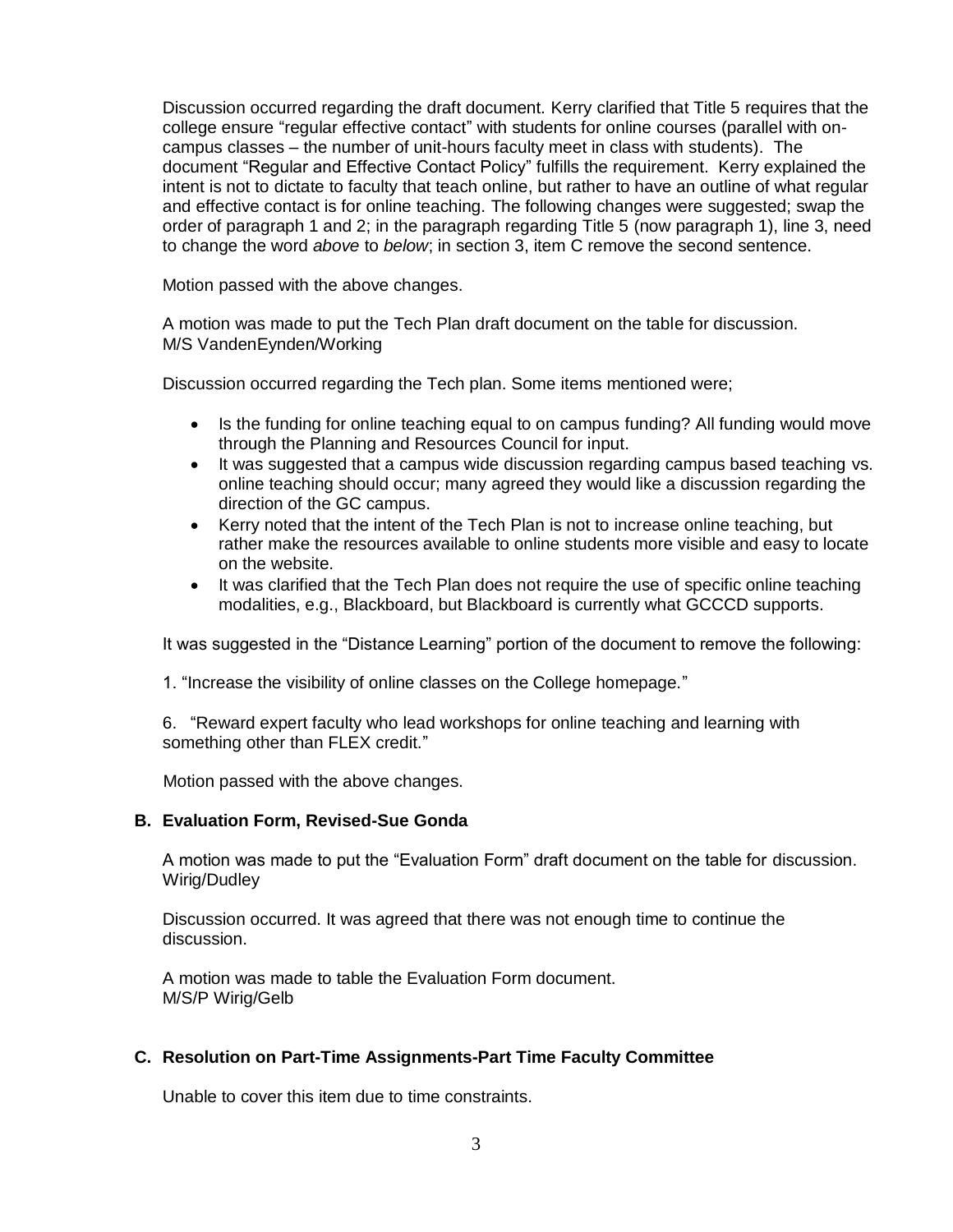Discussion occurred regarding the draft document. Kerry clarified that Title 5 requires that the college ensure "regular effective contact" with students for online courses (parallel with on-campus classes – the number of unit-hours faculty meet in class with students). The document "Regular and Effective Contact Policy" fulfills the requirement. Kerry explained the intent is not to dictate to faculty that teach online, but rather to have an outline of what regular and effective contact is for online teaching. The following changes were suggested; swap the order of paragraph 1 and 2; in the paragraph regarding Title 5 (now paragraph 1), line 3, need to change the word *above* to *below*; in section 3, item C remove the second sentence.

Motion passed with the above changes.

A motion was made to put the Tech Plan draft document on the table for discussion.
M/S VandenEynden/Working

Discussion occurred regarding the Tech plan. Some items mentioned were;

- Is the funding for online teaching equal to on campus funding? All funding would move through the Planning and Resources Council for input.
- It was suggested that a campus wide discussion regarding campus based teaching vs. online teaching should occur; many agreed they would like a discussion regarding the direction of the GC campus.
- Kerry noted that the intent of the Tech Plan is not to increase online teaching, but rather make the resources available to online students more visible and easy to locate on the website.
- It was clarified that the Tech Plan does not require the use of specific online teaching modalities, e.g., Blackboard, but Blackboard is currently what GCCCD supports.

It was suggested in the "Distance Learning" portion of the document to remove the following:

1. "Increase the visibility of online classes on the College homepage."

6. "Reward expert faculty who lead workshops for online teaching and learning with something other than FLEX credit."

Motion passed with the above changes.

### B. Evaluation Form, Revised-Sue Gonda

A motion was made to put the "Evaluation Form" draft document on the table for discussion.
Wirig/Dudley

Discussion occurred. It was agreed that there was not enough time to continue the discussion.

A motion was made to table the Evaluation Form document.
M/S/P Wirig/Gelb

### C. Resolution on Part-Time Assignments-Part Time Faculty Committee

Unable to cover this item due to time constraints.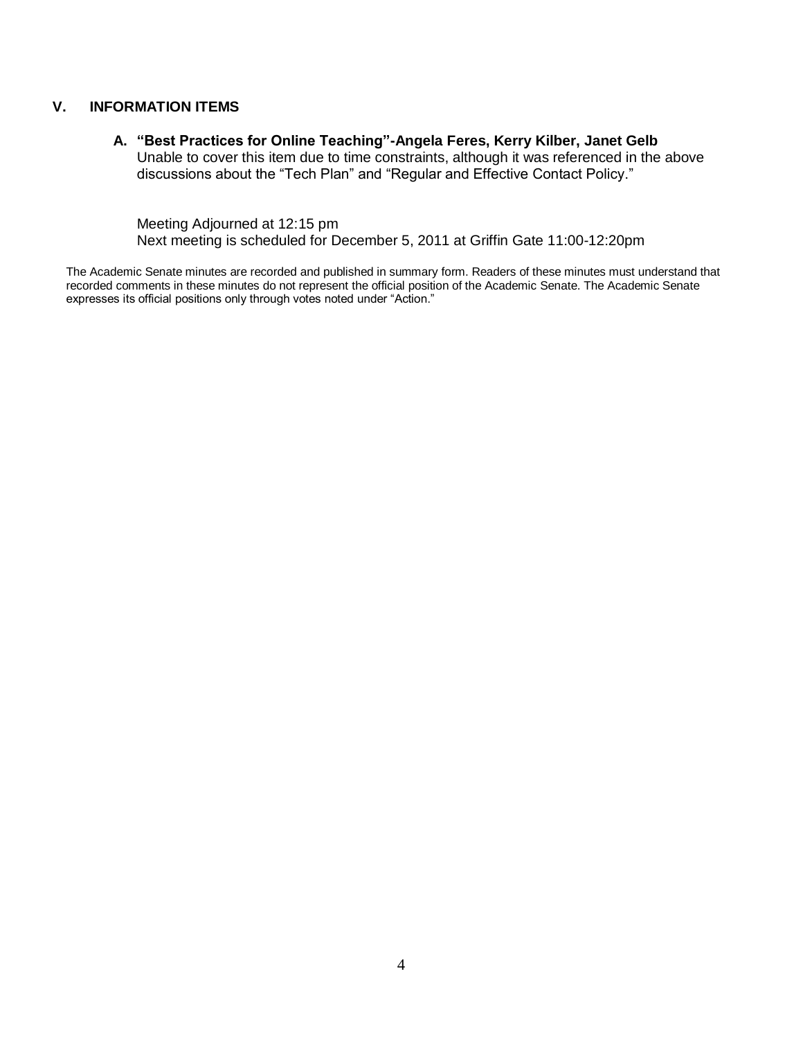## V. INFORMATION ITEMS

### A. "Best Practices for Online Teaching"-Angela Feres, Kerry Kilber, Janet Gelb

Unable to cover this item due to time constraints, although it was referenced in the above discussions about the "Tech Plan" and "Regular and Effective Contact Policy."

Meeting Adjourned at 12:15 pm
Next meeting is scheduled for December 5, 2011 at Griffin Gate 11:00-12:20pm

The Academic Senate minutes are recorded and published in summary form. Readers of these minutes must understand that recorded comments in these minutes do not represent the official position of the Academic Senate. The Academic Senate expresses its official positions only through votes noted under "Action."